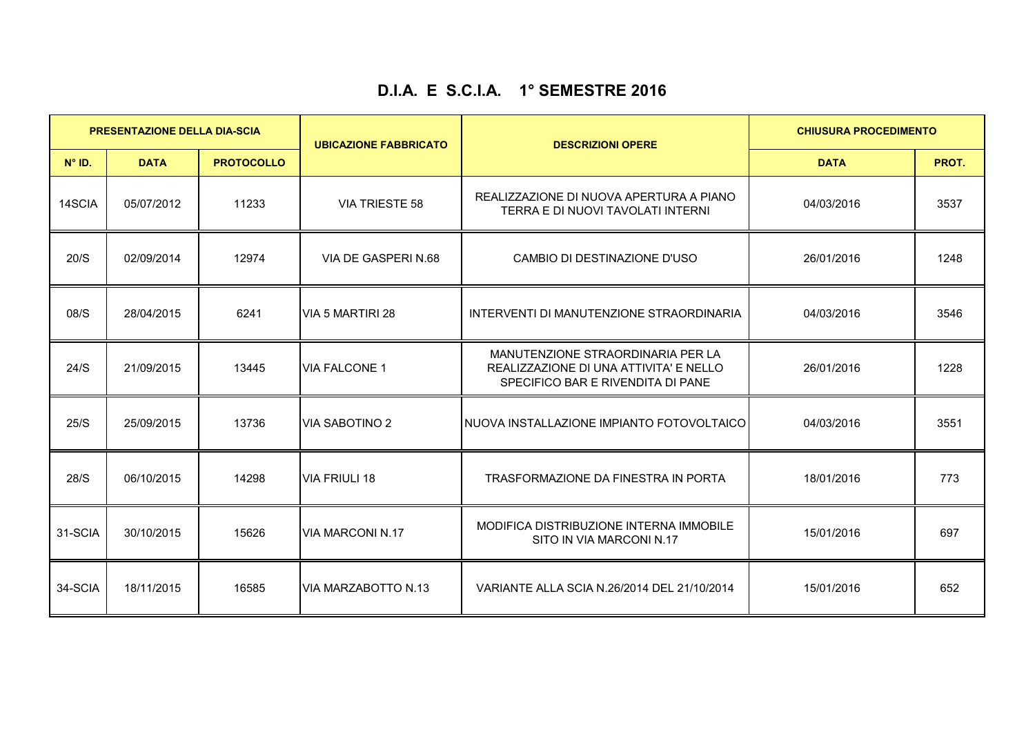# D.I.A. E S.C.I.A. 1° SEMESTRE 2016

| PRESENTAZIONE DELLA DIA-SCIA | | | UBICAZIONE FABBRICATO | DESCRIZIONI OPERE | CHIUSURA PROCEDIMENTO | |
|---|---|---|---|---|---|---|
| N° ID. | DATA | PROTOCOLLO | | | DATA | PROT. |
| 14SCIA | 05/07/2012 | 11233 | VIA TRIESTE 58 | REALIZZAZIONE DI NUOVA APERTURA A PIANO TERRA E DI NUOVI TAVOLATI INTERNI | 04/03/2016 | 3537 |
| 20/S | 02/09/2014 | 12974 | VIA DE GASPERI N.68 | CAMBIO DI DESTINAZIONE D'USO | 26/01/2016 | 1248 |
| 08/S | 28/04/2015 | 6241 | VIA 5 MARTIRI 28 | INTERVENTI DI MANUTENZIONE STRAORDINARIA | 04/03/2016 | 3546 |
| 24/S | 21/09/2015 | 13445 | VIA FALCONE 1 | MANUTENZIONE STRAORDINARIA PER LA REALIZZAZIONE DI UNA ATTIVITA' E NELLO SPECIFICO BAR E RIVENDITA DI PANE | 26/01/2016 | 1228 |
| 25/S | 25/09/2015 | 13736 | VIA SABOTINO 2 | NUOVA INSTALLAZIONE IMPIANTO FOTOVOLTAICO | 04/03/2016 | 3551 |
| 28/S | 06/10/2015 | 14298 | VIA FRIULI 18 | TRASFORMAZIONE DA FINESTRA IN PORTA | 18/01/2016 | 773 |
| 31-SCIA | 30/10/2015 | 15626 | VIA MARCONI N.17 | MODIFICA DISTRIBUZIONE INTERNA IMMOBILE SITO IN VIA MARCONI N.17 | 15/01/2016 | 697 |
| 34-SCIA | 18/11/2015 | 16585 | VIA MARZABOTTO N.13 | VARIANTE ALLA SCIA N.26/2014 DEL 21/10/2014 | 15/01/2016 | 652 |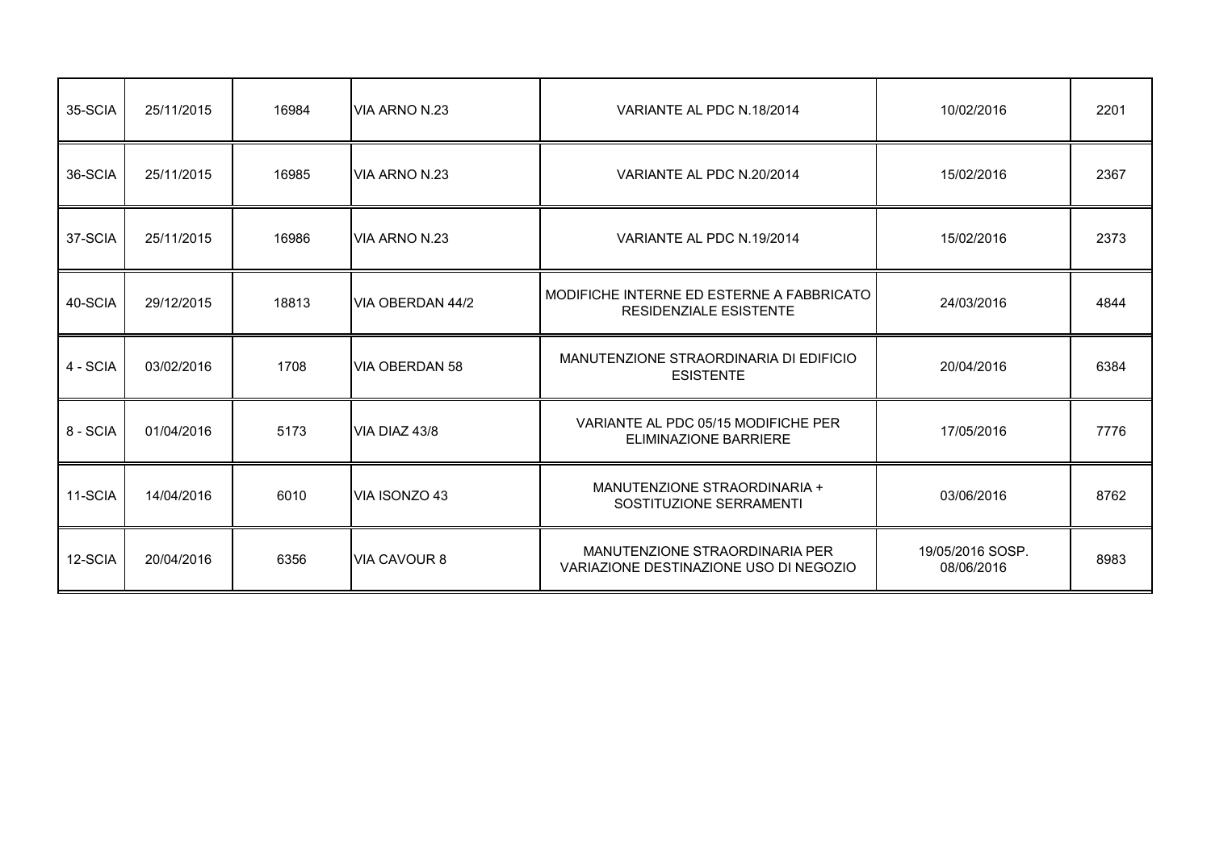| | | | | | | |
|---|---|---|---|---|---|---|
| 35-SCIA | 25/11/2015 | 16984 | VIA ARNO N.23 | VARIANTE AL PDC N.18/2014 | 10/02/2016 | 2201 |
| 36-SCIA | 25/11/2015 | 16985 | VIA ARNO N.23 | VARIANTE AL PDC N.20/2014 | 15/02/2016 | 2367 |
| 37-SCIA | 25/11/2015 | 16986 | VIA ARNO N.23 | VARIANTE AL PDC N.19/2014 | 15/02/2016 | 2373 |
| 40-SCIA | 29/12/2015 | 18813 | VIA OBERDAN 44/2 | MODIFICHE INTERNE ED ESTERNE A FABBRICATO RESIDENZIALE ESISTENTE | 24/03/2016 | 4844 |
| 4 - SCIA | 03/02/2016 | 1708 | VIA OBERDAN 58 | MANUTENZIONE STRAORDINARIA DI EDIFICIO ESISTENTE | 20/04/2016 | 6384 |
| 8 - SCIA | 01/04/2016 | 5173 | VIA DIAZ 43/8 | VARIANTE AL PDC 05/15 MODIFICHE PER ELIMINAZIONE BARRIERE | 17/05/2016 | 7776 |
| 11-SCIA | 14/04/2016 | 6010 | VIA ISONZO 43 | MANUTENZIONE STRAORDINARIA + SOSTITUZIONE SERRAMENTI | 03/06/2016 | 8762 |
| 12-SCIA | 20/04/2016 | 6356 | VIA CAVOUR 8 | MANUTENZIONE STRAORDINARIA PER VARIAZIONE DESTINAZIONE USO DI NEGOZIO | 19/05/2016 SOSP. 08/06/2016 | 8983 |